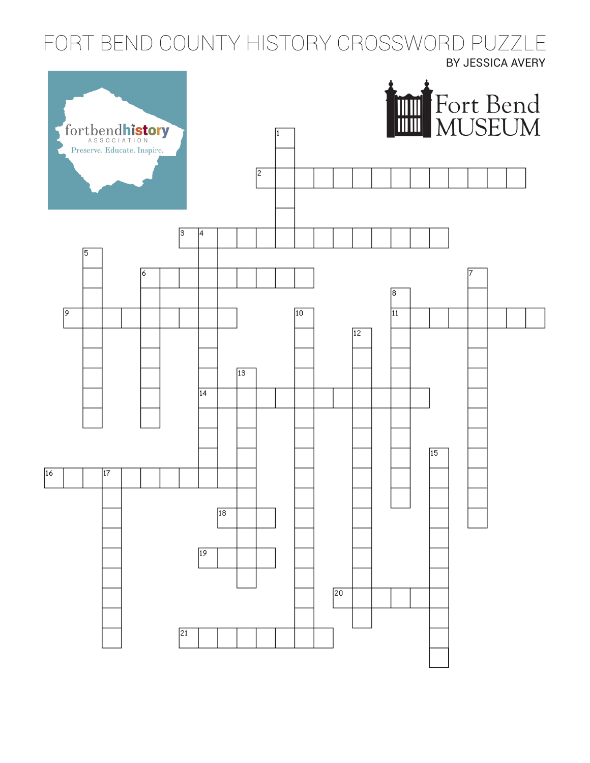# FORT BEND COUNTY HISTORY CROSSWORD PUZZLE

BY JESSICA AVERY

fortbendhistory ASSOCIATION

Preserve. Educate. Inspire.

Fort Bend MUSEUM

1
2
3 4
5
6
7
8
9
10
11
12
13
14
15
16 17
18
19
20
21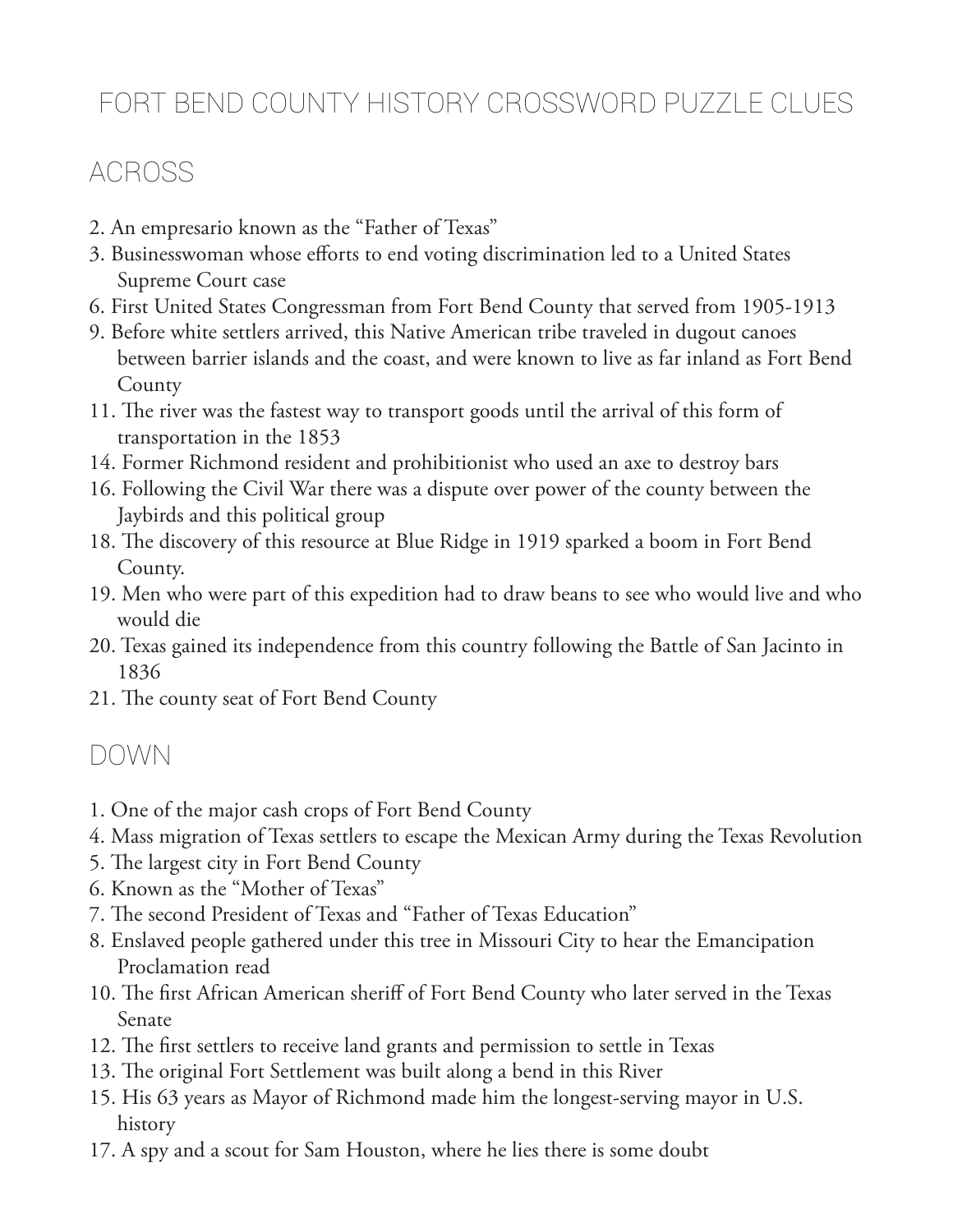# FORT BEND COUNTY HISTORY CROSSWORD PUZZLE CLUES

## ACROSS

2. An empresario known as the "Father of Texas"
3. Businesswoman whose efforts to end voting discrimination led to a United States Supreme Court case
6. First United States Congressman from Fort Bend County that served from 1905-1913
9. Before white settlers arrived, this Native American tribe traveled in dugout canoes between barrier islands and the coast, and were known to live as far inland as Fort Bend County
11. The river was the fastest way to transport goods until the arrival of this form of transportation in the 1853
14. Former Richmond resident and prohibitionist who used an axe to destroy bars
16. Following the Civil War there was a dispute over power of the county between the Jaybirds and this political group
18. The discovery of this resource at Blue Ridge in 1919 sparked a boom in Fort Bend County.
19. Men who were part of this expedition had to draw beans to see who would live and who would die
20. Texas gained its independence from this country following the Battle of San Jacinto in 1836
21. The county seat of Fort Bend County

## DOWN

1. One of the major cash crops of Fort Bend County
4. Mass migration of Texas settlers to escape the Mexican Army during the Texas Revolution
5. The largest city in Fort Bend County
6. Known as the "Mother of Texas"
7. The second President of Texas and "Father of Texas Education"
8. Enslaved people gathered under this tree in Missouri City to hear the Emancipation Proclamation read
10. The first African American sheriff of Fort Bend County who later served in the Texas Senate
12. The first settlers to receive land grants and permission to settle in Texas
13. The original Fort Settlement was built along a bend in this River
15. His 63 years as Mayor of Richmond made him the longest-serving mayor in U.S. history
17. A spy and a scout for Sam Houston, where he lies there is some doubt